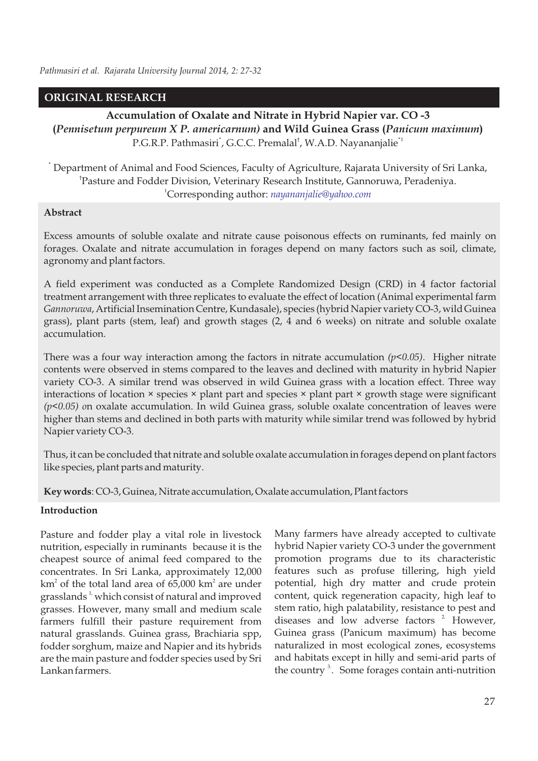**ORIGINAL RESEARCH**

# Accumulation of Oxalate and Nitrate in Hybrid Napier var. CO -3 (*Pennisetum perpureum X P. americarnum*) and Wild Guinea Grass (*Panicum maximum*)

P.G.R.P. Pathmasiri[*], G.C.C. Premalal[†], W.A.D. Nayananjalie[*1]

[*] Department of Animal and Food Sciences, Faculty of Agriculture, Rajarata University of Sri Lanka,
[†]Pasture and Fodder Division, Veterinary Research Institute, Gannoruwa, Peradeniya.
[1]Corresponding author: nayananjalie@yahoo.com

## Abstract

Excess amounts of soluble oxalate and nitrate cause poisonous effects on ruminants, fed mainly on forages. Oxalate and nitrate accumulation in forages depend on many factors such as soil, climate, agronomy and plant factors.

A field experiment was conducted as a Complete Randomized Design (CRD) in 4 factor factorial treatment arrangement with three replicates to evaluate the effect of location (Animal experimental farm *Gannoruwa*, Artificial Insemination Centre, Kundasale), species (hybrid Napier variety CO-3, wild Guinea grass), plant parts (stem, leaf) and growth stages (2, 4 and 6 weeks) on nitrate and soluble oxalate accumulation.

There was a four way interaction among the factors in nitrate accumulation *($p<0.05$)*. Higher nitrate contents were observed in stems compared to the leaves and declined with maturity in hybrid Napier variety CO-3. A similar trend was observed in wild Guinea grass with a location effect. Three way interactions of location × species × plant part and species × plant part × growth stage were significant *($p<0.05$)* on oxalate accumulation. In wild Guinea grass, soluble oxalate concentration of leaves were higher than stems and declined in both parts with maturity while similar trend was followed by hybrid Napier variety CO-3.

Thus, it can be concluded that nitrate and soluble oxalate accumulation in forages depend on plant factors like species, plant parts and maturity.

**Key words**: CO-3, Guinea, Nitrate accumulation, Oxalate accumulation, Plant factors

## Introduction

Pasture and fodder play a vital role in livestock nutrition, especially in ruminants because it is the cheapest source of animal feed compared to the concentrates. In Sri Lanka, approximately 12,000 $km^2$ of the total land area of 65,000 $km^2$ are under grasslands [1] which consist of natural and improved grasses. However, many small and medium scale farmers fulfill their pasture requirement from natural grasslands. Guinea grass, Brachiaria spp, fodder sorghum, maize and Napier and its hybrids are the main pasture and fodder species used by Sri Lankan farmers.

Many farmers have already accepted to cultivate hybrid Napier variety CO-3 under the government promotion programs due to its characteristic features such as profuse tillering, high yield potential, high dry matter and crude protein content, quick regeneration capacity, high leaf to stem ratio, high palatability, resistance to pest and diseases and low adverse factors [2]. However, Guinea grass (Panicum maximum) has become naturalized in most ecological zones, ecosystems and habitats except in hilly and semi-arid parts of the country [3]. Some forages contain anti-nutrition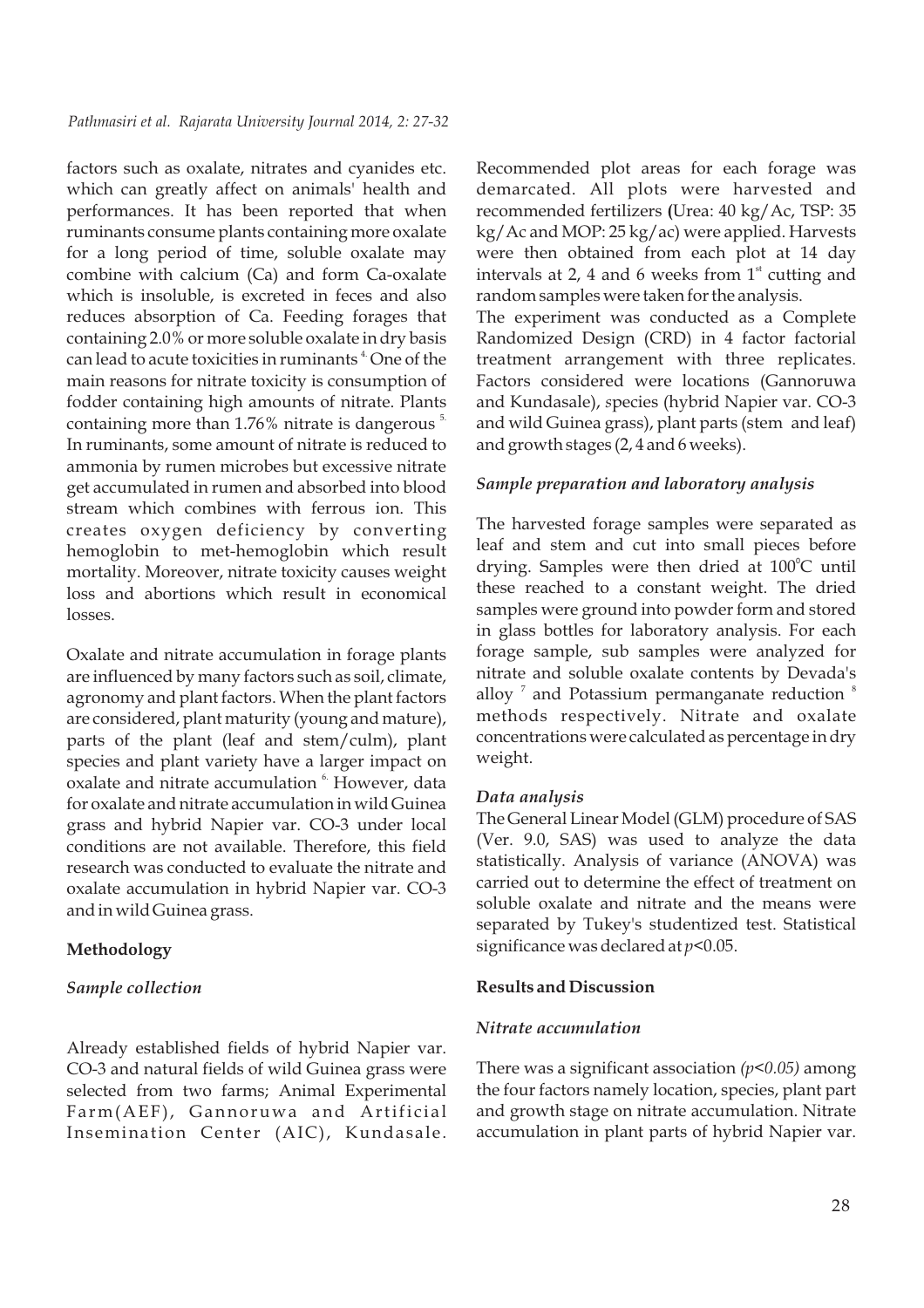factors such as oxalate, nitrates and cyanides etc. which can greatly affect on animals' health and performances. It has been reported that when ruminants consume plants containing more oxalate for a long period of time, soluble oxalate may combine with calcium (Ca) and form Ca-oxalate which is insoluble, is excreted in feces and also reduces absorption of Ca. Feeding forages that containing 2.0% or more soluble oxalate in dry basis can lead to acute toxicities in ruminants [4]. One of the main reasons for nitrate toxicity is consumption of fodder containing high amounts of nitrate. Plants containing more than 1.76% nitrate is dangerous [5]. In ruminants, some amount of nitrate is reduced to ammonia by rumen microbes but excessive nitrate get accumulated in rumen and absorbed into blood stream which combines with ferrous ion. This creates oxygen deficiency by converting hemoglobin to met-hemoglobin which result mortality. Moreover, nitrate toxicity causes weight loss and abortions which result in economical losses.

Oxalate and nitrate accumulation in forage plants are influenced by many factors such as soil, climate, agronomy and plant factors. When the plant factors are considered, plant maturity (young and mature), parts of the plant (leaf and stem/culm), plant species and plant variety have a larger impact on oxalate and nitrate accumulation [6]. However, data for oxalate and nitrate accumulation in wild Guinea grass and hybrid Napier var. CO-3 under local conditions are not available. Therefore, this field research was conducted to evaluate the nitrate and oxalate accumulation in hybrid Napier var. CO-3 and in wild Guinea grass.

## Methodology

### *Sample collection*

Already established fields of hybrid Napier var. CO-3 and natural fields of wild Guinea grass were selected from two farms; Animal Experimental Farm(AEF), Gannoruwa and Artificial Insemination Center (AIC), Kundasale. Recommended plot areas for each forage was demarcated. All plots were harvested and recommended fertilizers (Urea: 40 kg/Ac, TSP: 35 kg/Ac and MOP: 25 kg/ac) were applied. Harvests were then obtained from each plot at 14 day intervals at 2, 4 and 6 weeks from 1st cutting and random samples were taken for the analysis.

The experiment was conducted as a Complete Randomized Design (CRD) in 4 factor factorial treatment arrangement with three replicates. Factors considered were locations (Gannoruwa and Kundasale), species (hybrid Napier var. CO-3 and wild Guinea grass), plant parts (stem and leaf) and growth stages (2, 4 and 6 weeks).

### *Sample preparation and laboratory analysis*

The harvested forage samples were separated as leaf and stem and cut into small pieces before drying. Samples were then dried at $100^{0}$C until these reached to a constant weight. The dried samples were ground into powder form and stored in glass bottles for laboratory analysis. For each forage sample, sub samples were analyzed for nitrate and soluble oxalate contents by Devada's alloy [7] and Potassium permanganate reduction [8] methods respectively. Nitrate and oxalate concentrations were calculated as percentage in dry weight.

### *Data analysis*

The General Linear Model (GLM) procedure of SAS (Ver. 9.0, SAS) was used to analyze the data statistically. Analysis of variance (ANOVA) was carried out to determine the effect of treatment on soluble oxalate and nitrate and the means were separated by Tukey's studentized test. Statistical significance was declared at $p<0.05$.

## Results and Discussion

### *Nitrate accumulation*

There was a significant association ($p<0.05$) among the four factors namely location, species, plant part and growth stage on nitrate accumulation. Nitrate accumulation in plant parts of hybrid Napier var.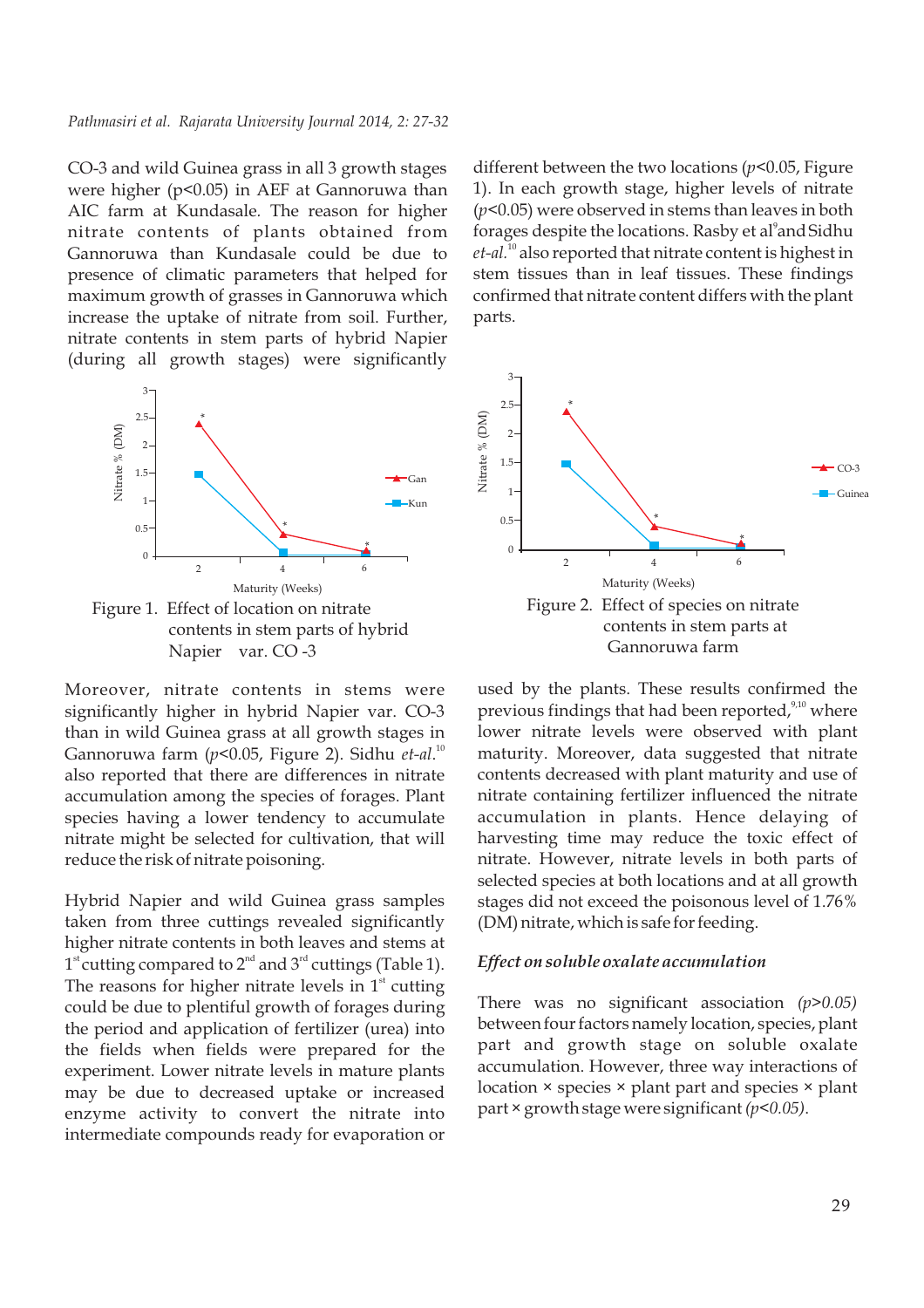CO-3 and wild Guinea grass in all 3 growth stages were higher ($p<0.05$) in AEF at Gannoruwa than AIC farm at Kundasale. The reason for higher nitrate contents of plants obtained from Gannoruwa than Kundasale could be due to presence of climatic parameters that helped for maximum growth of grasses in Gannoruwa which increase the uptake of nitrate from soil. Further, nitrate contents in stem parts of hybrid Napier (during all growth stages) were significantly different between the two locations ($p<0.05$, Figure 1). In each growth stage, higher levels of nitrate ($p<0.05$) were observed in stems than leaves in both forages despite the locations. Rasby et al[9] and Sidhu *et-al.*[10] also reported that nitrate content is highest in stem tissues than in leaf tissues. These findings confirmed that nitrate content differs with the plant parts.

Figure 1. Effect of location on nitrate contents in stem parts of hybrid Napier var. CO -3

Figure 2. Effect of species on nitrate contents in stem parts at Gannoruwa farm

Moreover, nitrate contents in stems were significantly higher in hybrid Napier var. CO-3 than in wild Guinea grass at all growth stages in Gannoruwa farm ($p<0.05$, Figure 2). Sidhu *et-al.*[10] also reported that there are differences in nitrate accumulation among the species of forages. Plant species having a lower tendency to accumulate nitrate might be selected for cultivation, that will reduce the risk of nitrate poisoning.

Hybrid Napier and wild Guinea grass samples taken from three cuttings revealed significantly higher nitrate contents in both leaves and stems at 1st cutting compared to 2nd and 3rd cuttings (Table 1). The reasons for higher nitrate levels in 1st cutting could be due to plentiful growth of forages during the period and application of fertilizer (urea) into the fields when fields were prepared for the experiment. Lower nitrate levels in mature plants may be due to decreased uptake or increased enzyme activity to convert the nitrate into intermediate compounds ready for evaporation or used by the plants. These results confirmed the previous findings that had been reported,[9,10] where lower nitrate levels were observed with plant maturity. Moreover, data suggested that nitrate contents decreased with plant maturity and use of nitrate containing fertilizer influenced the nitrate accumulation in plants. Hence delaying of harvesting time may reduce the toxic effect of nitrate. However, nitrate levels in both parts of selected species at both locations and at all growth stages did not exceed the poisonous level of 1.76% (DM) nitrate, which is safe for feeding.

### *Effect on soluble oxalate accumulation*

There was no significant association *($p>0.05$)* between four factors namely location, species, plant part and growth stage on soluble oxalate accumulation. However, three way interactions of location × species × plant part and species × plant part × growth stage were significant *($p<0.05$)*.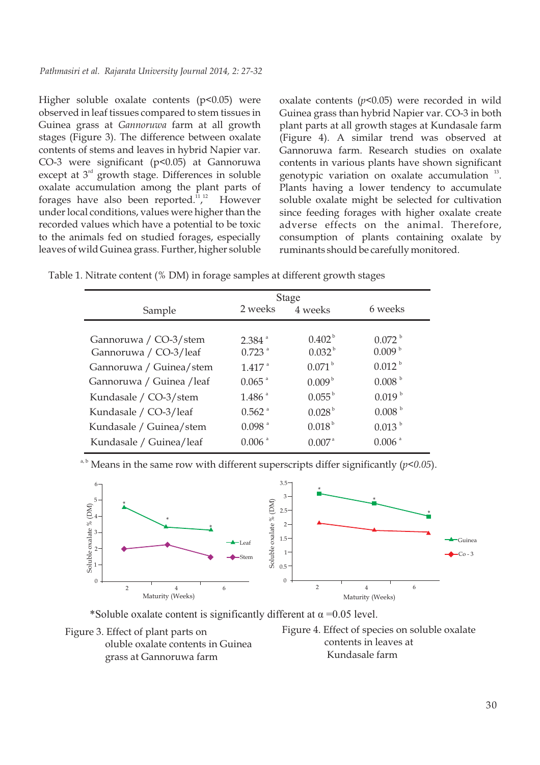Higher soluble oxalate contents (p<0.05) were observed in leaf tissues compared to stem tissues in Guinea grass at *Gannoruwa* farm at all growth stages (Figure 3). The difference between oxalate contents of stems and leaves in hybrid Napier var. CO-3 were significant (p<0.05) at Gannoruwa except at 3rd growth stage. Differences in soluble oxalate accumulation among the plant parts of forages have also been reported.[11, 12] However under local conditions, values were higher than the recorded values which have a potential to be toxic to the animals fed on studied forages, especially leaves of wild Guinea grass. Further, higher soluble oxalate contents (*p*<0.05) were recorded in wild Guinea grass than hybrid Napier var. CO-3 in both plant parts at all growth stages at Kundasale farm (Figure 4). A similar trend was observed at Gannoruwa farm. Research studies on oxalate contents in various plants have shown significant genotypic variation on oxalate accumulation [13]. Plants having a lower tendency to accumulate soluble oxalate might be selected for cultivation since feeding forages with higher oxalate create adverse effects on the animal. Therefore, consumption of plants containing oxalate by ruminants should be carefully monitored.

Table 1. Nitrate content (% DM) in forage samples at different growth stages

| Sample | Stage | | |
|---|---|---|---|
| | 2 weeks | 4 weeks | 6 weeks |
| Gannoruwa / CO-3/stem | 2.384 [a] | 0.402 [b] | 0.072 [b] |
| Gannoruwa / CO-3/leaf | 0.723 [a] | 0.032 [b] | 0.009 [b] |
| Gannoruwa / Guinea/stem | 1.417 [a] | 0.071 [b] | 0.012 [b] |
| Gannoruwa / Guinea /leaf | 0.065 [a] | 0.009 [b] | 0.008 [b] |
| Kundasale / CO-3/stem | 1.486 [a] | 0.055 [b] | 0.019 [b] |
| Kundasale / CO-3/leaf | 0.562 [a] | 0.028 [b] | 0.008 [b] |
| Kundasale / Guinea/stem | 0.098 [a] | 0.018 [b] | 0.013 [b] |
| Kundasale / Guinea/leaf | 0.006 [a] | 0.007 [a] | 0.006 [a] |

[a, b] Means in the same row with different superscripts differ significantly ($p<0.05$).

*Soluble oxalate content is significantly different at $\alpha$ =0.05 level.

Figure 3. Effect of plant parts on oluble oxalate contents in Guinea grass at Gannoruwa farm

Figure 4. Effect of species on soluble oxalate contents in leaves at Kundasale farm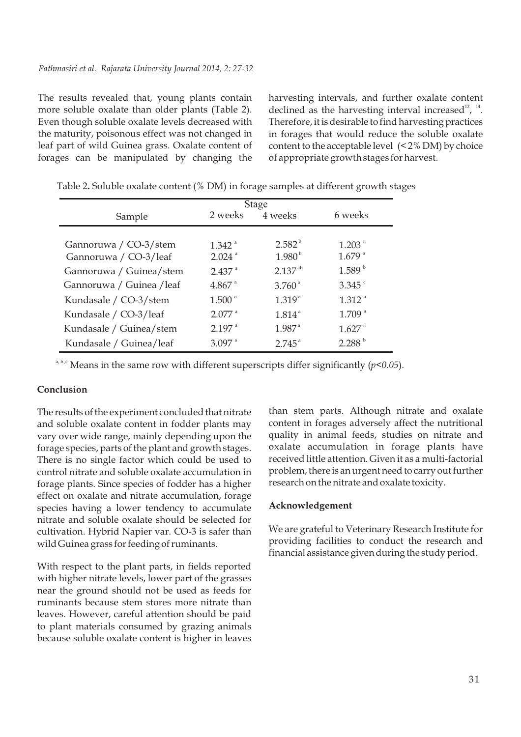The results revealed that, young plants contain more soluble oxalate than older plants (Table 2). Even though soluble oxalate levels decreased with the maturity, poisonous effect was not changed in leaf part of wild Guinea grass. Oxalate content of forages can be manipulated by changing the harvesting intervals, and further oxalate content declined as the harvesting interval increased[12, 14]. Therefore, it is desirable to find harvesting practices in forages that would reduce the soluble oxalate content to the acceptable level (< 2% DM) by choice of appropriate growth stages for harvest.

Table 2. Soluble oxalate content (% DM) in forage samples at different growth stages

| Sample | Stage | | |
|---|---|---|---|
| | 2 weeks | 4 weeks | 6 weeks |
| Gannoruwa / CO-3/stem | $1.342^{a}$ | $2.582^{b}$ | $1.203^{a}$ |
| Gannoruwa / CO-3/leaf | $2.024^{a}$ | $1.980^{b}$ | $1.679^{a}$ |
| Gannoruwa / Guinea/stem | $2.437^{a}$ | $2.137^{ab}$ | $1.589^{b}$ |
| Gannoruwa / Guinea /leaf | $4.867^{a}$ | $3.760^{b}$ | $3.345^{c}$ |
| Kundasale / CO-3/stem | $1.500^{a}$ | $1.319^{a}$ | $1.312^{a}$ |
| Kundasale / CO-3/leaf | $2.077^{a}$ | $1.814^{a}$ | $1.709^{a}$ |
| Kundasale / Guinea/stem | $2.197^{a}$ | $1.987^{a}$ | $1.627^{a}$ |
| Kundasale / Guinea/leaf | $3.097^{a}$ | $2.745^{a}$ | $2.288^{b}$ |

$^{a, b, c}$ Means in the same row with different superscripts differ significantly ($p<0.05$).

**Conclusion**

The results of the experiment concluded that nitrate and soluble oxalate content in fodder plants may vary over wide range, mainly depending upon the forage species, parts of the plant and growth stages. There is no single factor which could be used to control nitrate and soluble oxalate accumulation in forage plants. Since species of fodder has a higher effect on oxalate and nitrate accumulation, forage species having a lower tendency to accumulate nitrate and soluble oxalate should be selected for cultivation. Hybrid Napier var. CO-3 is safer than wild Guinea grass for feeding of ruminants.

With respect to the plant parts, in fields reported with higher nitrate levels, lower part of the grasses near the ground should not be used as feeds for ruminants because stem stores more nitrate than leaves. However, careful attention should be paid to plant materials consumed by grazing animals because soluble oxalate content is higher in leaves than stem parts. Although nitrate and oxalate content in forages adversely affect the nutritional quality in animal feeds, studies on nitrate and oxalate accumulation in forage plants have received little attention. Given it as a multi-factorial problem, there is an urgent need to carry out further research on the nitrate and oxalate toxicity.

**Acknowledgement**

We are grateful to Veterinary Research Institute for providing facilities to conduct the research and financial assistance given during the study period.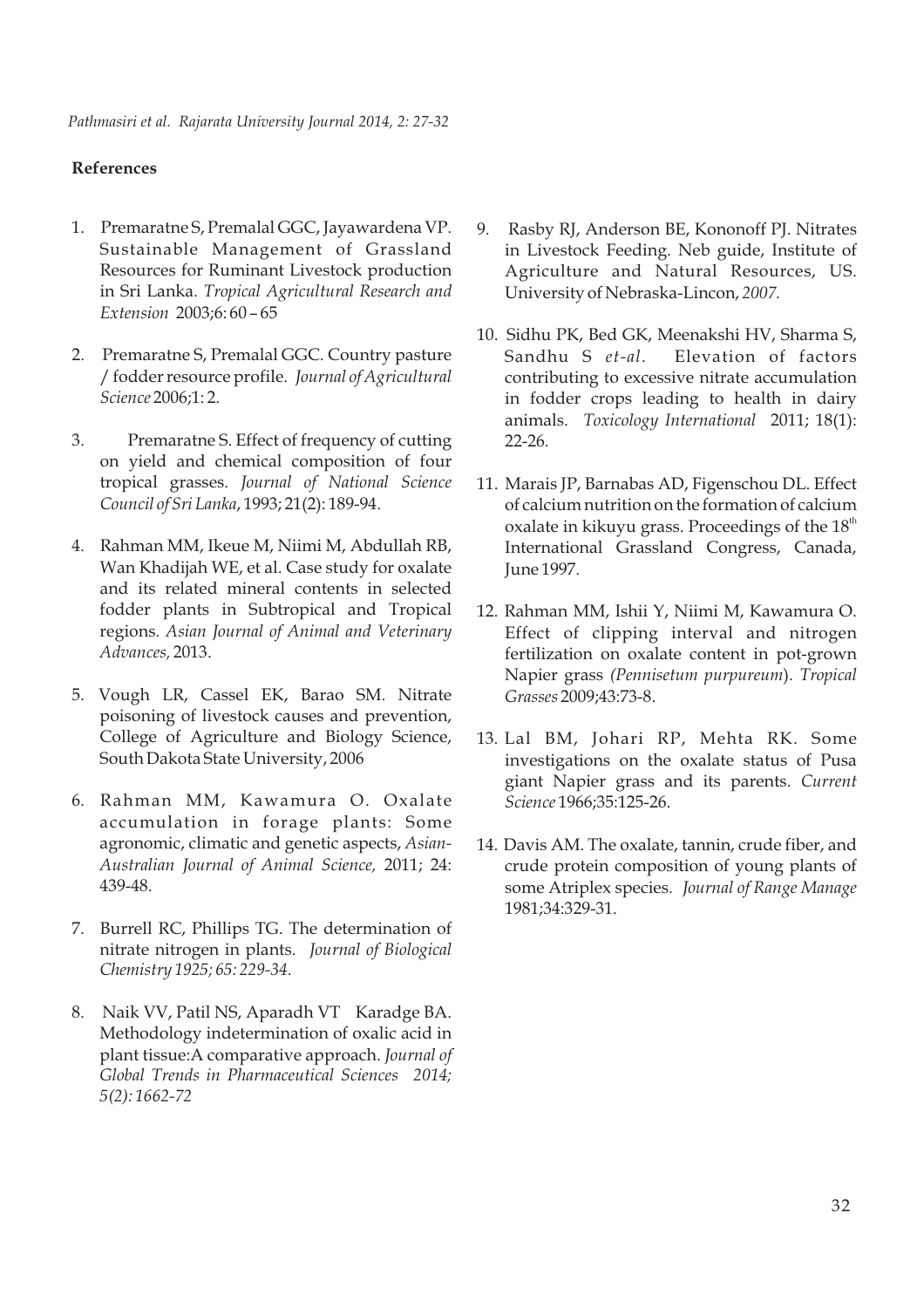## References

1. Premaratne S, Premalal GGC, Jayawardena VP. Sustainable Management of Grassland Resources for Ruminant Livestock production in Sri Lanka. *Tropical Agricultural Research and Extension* 2003;6: 60 – 65

2. Premaratne S, Premalal GGC. Country pasture / fodder resource profile. *Journal of Agricultural Science* 2006;1: 2.

3. Premaratne S. Effect of frequency of cutting on yield and chemical composition of four tropical grasses. *Journal of National Science Council of Sri Lanka*, 1993; 21(2): 189-94.

4. Rahman MM, Ikeue M, Niimi M, Abdullah RB, Wan Khadijah WE, et al. Case study for oxalate and its related mineral contents in selected fodder plants in Subtropical and Tropical regions. *Asian Journal of Animal and Veterinary Advances,* 2013.

5. Vough LR, Cassel EK, Barao SM. Nitrate poisoning of livestock causes and prevention, College of Agriculture and Biology Science, South Dakota State University, 2006

6. Rahman MM, Kawamura O. Oxalate accumulation in forage plants: Some agronomic, climatic and genetic aspects, *Asian-Australian Journal of Animal Science,* 2011; 24: 439-48.

7. Burrell RC, Phillips TG. The determination of nitrate nitrogen in plants. *Journal of Biological Chemistry 1925; 65: 229-34.*

8. Naik VV, Patil NS, Aparadh VT Karadge BA. Methodology indetermination of oxalic acid in plant tissue:A comparative approach. *Journal of Global Trends in Pharmaceutical Sciences 2014; 5(2): 1662-72*

9. Rasby RJ, Anderson BE, Kononoff PJ. Nitrates in Livestock Feeding. Neb guide, Institute of Agriculture and Natural Resources, US. University of Nebraska-Lincon, *2007.*

10. Sidhu PK, Bed GK, Meenakshi HV, Sharma S, Sandhu S *et-al*. Elevation of factors contributing to excessive nitrate accumulation in fodder crops leading to health in dairy animals. *Toxicology International* 2011; 18(1): 22-26.

11. Marais JP, Barnabas AD, Figenschou DL. Effect of calcium nutrition on the formation of calcium oxalate in kikuyu grass. Proceedings of the 18th International Grassland Congress, Canada, June 1997.

12. Rahman MM, Ishii Y, Niimi M, Kawamura O. Effect of clipping interval and nitrogen fertilization on oxalate content in pot-grown Napier grass *(Pennisetum purpureum*). *Tropical Grasses* 2009;43:73-8.

13. Lal BM, Johari RP, Mehta RK. Some investigations on the oxalate status of Pusa giant Napier grass and its parents. *Current Science* 1966;35:125-26.

14. Davis AM. The oxalate, tannin, crude fiber, and crude protein composition of young plants of some Atriplex species. *Journal of Range Manage* 1981;34:329-31.